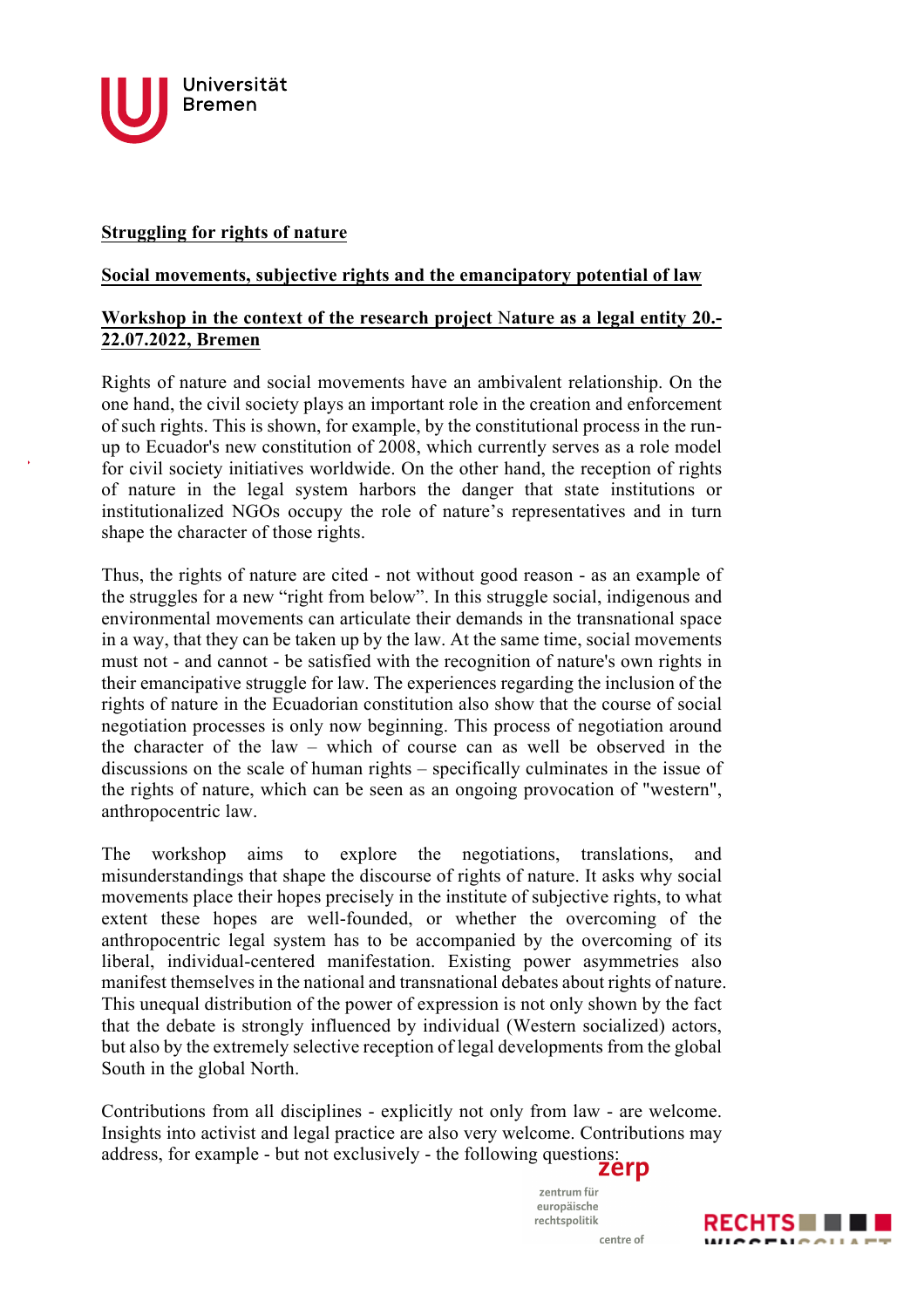**Struggling for rights of nature**

**Social movements, subjective rights and the emancipatory potential of law**

**Workshop in the context of the research project Nature as a legal entity 20.-22.07.2022, Bremen**

Rights of nature and social movements have an ambivalent relationship. On the one hand, the civil society plays an important role in the creation and enforcement of such rights. This is shown, for example, by the constitutional process in the run-up to Ecuador's new constitution of 2008, which currently serves as a role model for civil society initiatives worldwide. On the other hand, the reception of rights of nature in the legal system harbors the danger that state institutions or institutionalized NGOs occupy the role of nature's representatives and in turn shape the character of those rights.

Thus, the rights of nature are cited - not without good reason - as an example of the struggles for a new "right from below". In this struggle social, indigenous and environmental movements can articulate their demands in the transnational space in a way, that they can be taken up by the law. At the same time, social movements must not - and cannot - be satisfied with the recognition of nature's own rights in their emancipative struggle for law. The experiences regarding the inclusion of the rights of nature in the Ecuadorian constitution also show that the course of social negotiation processes is only now beginning. This process of negotiation around the character of the law – which of course can as well be observed in the discussions on the scale of human rights – specifically culminates in the issue of the rights of nature, which can be seen as an ongoing provocation of "western", anthropocentric law.

The workshop aims to explore the negotiations, translations, and misunderstandings that shape the discourse of rights of nature. It asks why social movements place their hopes precisely in the institute of subjective rights, to what extent these hopes are well-founded, or whether the overcoming of the anthropocentric legal system has to be accompanied by the overcoming of its liberal, individual-centered manifestation. Existing power asymmetries also manifest themselves in the national and transnational debates about rights of nature. This unequal distribution of the power of expression is not only shown by the fact that the debate is strongly influenced by individual (Western socialized) actors, but also by the extremely selective reception of legal developments from the global South in the global North.

Contributions from all disciplines - explicitly not only from law - are welcome. Insights into activist and legal practice are also very welcome. Contributions may address, for example - but not exclusively - the following questions: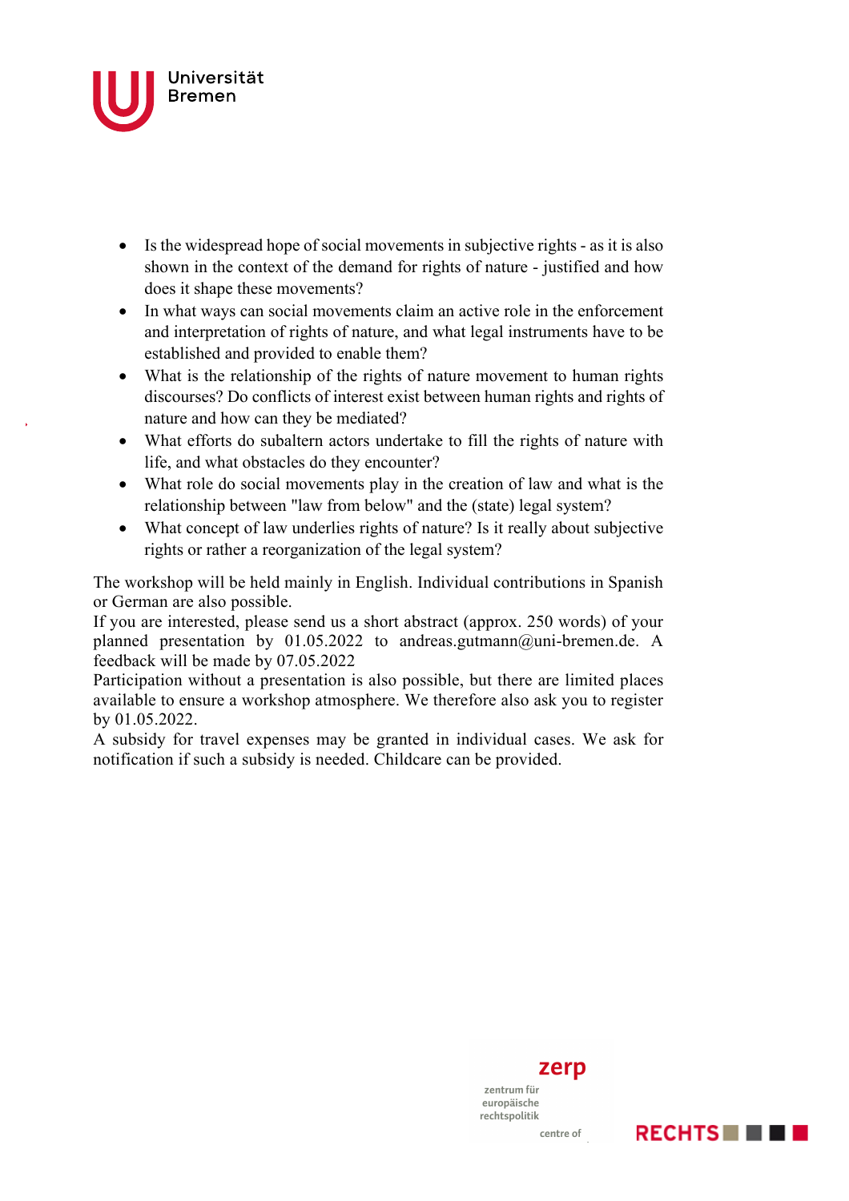- Is the widespread hope of social movements in subjective rights - as it is also shown in the context of the demand for rights of nature - justified and how does it shape these movements?
- In what ways can social movements claim an active role in the enforcement and interpretation of rights of nature, and what legal instruments have to be established and provided to enable them?
- What is the relationship of the rights of nature movement to human rights discourses? Do conflicts of interest exist between human rights and rights of nature and how can they be mediated?
- What efforts do subaltern actors undertake to fill the rights of nature with life, and what obstacles do they encounter?
- What role do social movements play in the creation of law and what is the relationship between "law from below" and the (state) legal system?
- What concept of law underlies rights of nature? Is it really about subjective rights or rather a reorganization of the legal system?

The workshop will be held mainly in English. Individual contributions in Spanish or German are also possible.
If you are interested, please send us a short abstract (approx. 250 words) of your planned presentation by 01.05.2022 to andreas.gutmann@uni-bremen.de. A feedback will be made by 07.05.2022
Participation without a presentation is also possible, but there are limited places available to ensure a workshop atmosphere. We therefore also ask you to register by 01.05.2022.
A subsidy for travel expenses may be granted in individual cases. We ask for notification if such a subsidy is needed. Childcare can be provided.